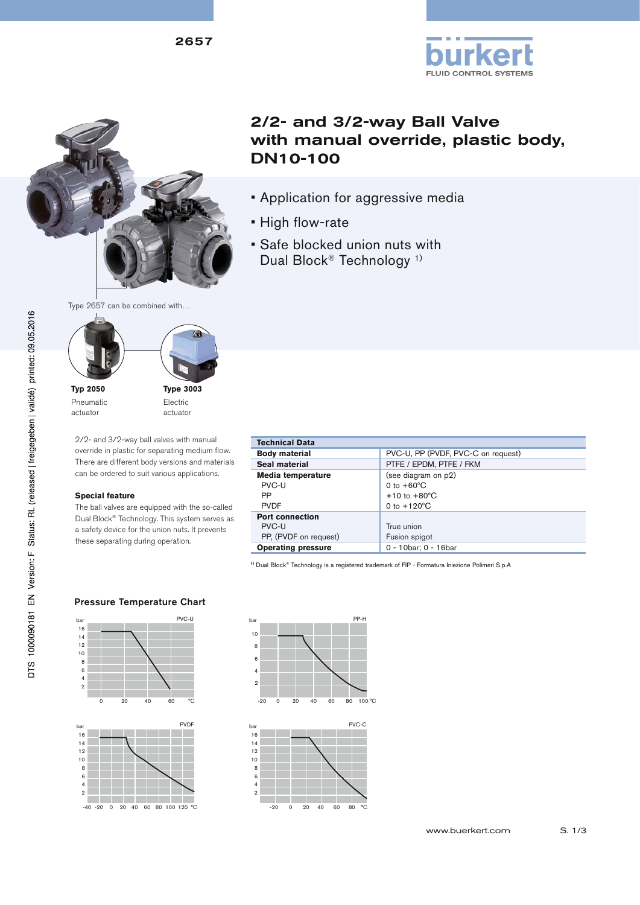# 2/2- and 3/2-way Ball Valve with manual override, plastic body, DN10-100

- Application for aggressive media
- High flow-rate
- Safe blocked union nuts with Dual Block® Technology [1)]

Type 2657 can be combined with…

**Typ 2050**
Pneumatic actuator

**Type 3003**
Electric actuator

2/2- and 3/2-way ball valves with manual override in plastic for separating medium flow. There are different body versions and materials can be ordered to suit various applications.

**Special feature**

The ball valves are equipped with the so-called Dual Block® Technology. This system serves as a safety device for the union nuts. It prevents these separating during operation.

| Technical Data | |
|---|---|
| **Body material** | PVC-U, PP (PVDF, PVC-C on request) |
| **Seal material** | PTFE / EPDM, PTFE / FKM |
| **Media temperature** | (see diagram on p2) |
| PVC-U | 0 to +60°C |
| PP | +10 to +80°C |
| PVDF | 0 to +120°C |
| **Port connection** | |
| PVC-U | True union |
| PP, (PVDF on request) | Fusion spigot |
| **Operating pressure** | 0 - 10bar; 0 - 16bar |

[1)] Dual Block® Technology is a registered trademark of FIP - Formatura Iniezione Polimeri S.p.A

## Pressure Temperature Chart

PVC-U, PP-H, PVDF, PVC-C (charts: pressure in bar vs temperature in °C)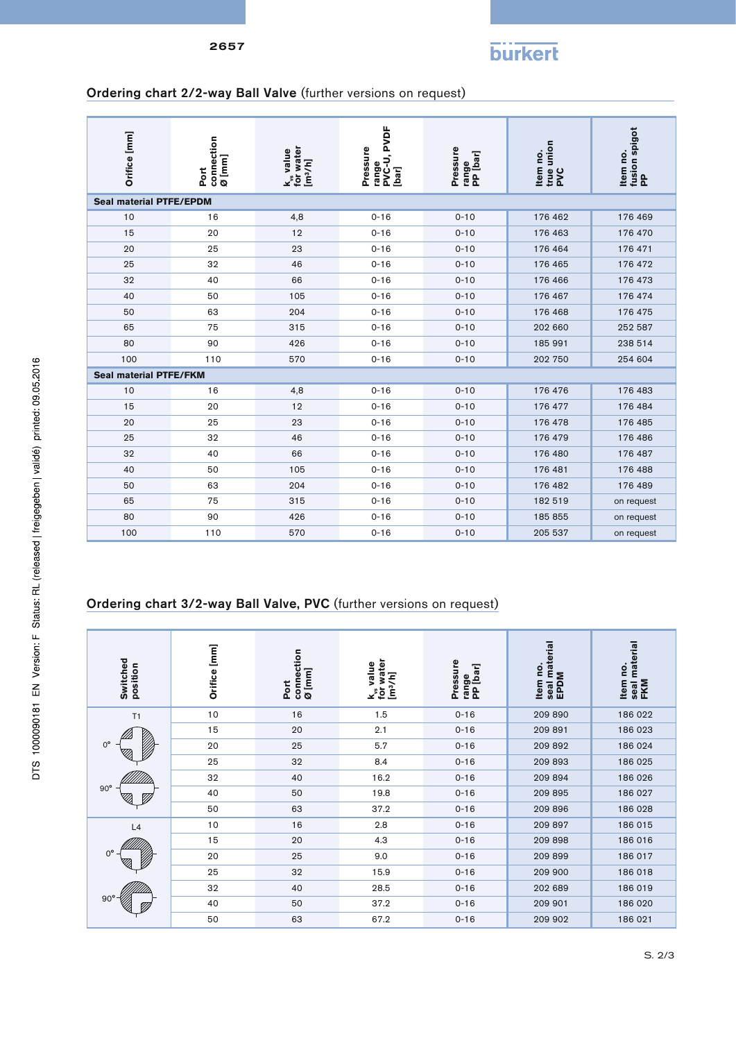## Ordering chart 2/2-way Ball Valve (further versions on request)

| Orifice [mm] | Port connection Ø [mm] | $k_{vs}$ value for water [m³/h] | Pressure range PVC-U, PVDF [bar] | Pressure range PP [bar] | Item no. true union PVC | Item no. fusion spigot PP |
|---|---|---|---|---|---|---|
| **Seal material PTFE/EPDM** | | | | | | |
| 10 | 16 | 4,8 | 0-16 | 0-10 | 176 462 | 176 469 |
| 15 | 20 | 12 | 0-16 | 0-10 | 176 463 | 176 470 |
| 20 | 25 | 23 | 0-16 | 0-10 | 176 464 | 176 471 |
| 25 | 32 | 46 | 0-16 | 0-10 | 176 465 | 176 472 |
| 32 | 40 | 66 | 0-16 | 0-10 | 176 466 | 176 473 |
| 40 | 50 | 105 | 0-16 | 0-10 | 176 467 | 176 474 |
| 50 | 63 | 204 | 0-16 | 0-10 | 176 468 | 176 475 |
| 65 | 75 | 315 | 0-16 | 0-10 | 202 660 | 252 587 |
| 80 | 90 | 426 | 0-16 | 0-10 | 185 991 | 238 514 |
| 100 | 110 | 570 | 0-16 | 0-10 | 202 750 | 254 604 |
| **Seal material PTFE/FKM** | | | | | | |
| 10 | 16 | 4,8 | 0-16 | 0-10 | 176 476 | 176 483 |
| 15 | 20 | 12 | 0-16 | 0-10 | 176 477 | 176 484 |
| 20 | 25 | 23 | 0-16 | 0-10 | 176 478 | 176 485 |
| 25 | 32 | 46 | 0-16 | 0-10 | 176 479 | 176 486 |
| 32 | 40 | 66 | 0-16 | 0-10 | 176 480 | 176 487 |
| 40 | 50 | 105 | 0-16 | 0-10 | 176 481 | 176 488 |
| 50 | 63 | 204 | 0-16 | 0-10 | 176 482 | 176 489 |
| 65 | 75 | 315 | 0-16 | 0-10 | 182 519 | on request |
| 80 | 90 | 426 | 0-16 | 0-10 | 185 855 | on request |
| 100 | 110 | 570 | 0-16 | 0-10 | 205 537 | on request |

## Ordering chart 3/2-way Ball Valve, PVC (further versions on request)

| Switched position | Orifice [mm] | Port connection Ø [mm] | $k_{vs}$ value for water [m³/h] | Pressure range PP [bar] | Item no. seal material EPDM | Item no. seal material FKM |
|---|---|---|---|---|---|---|
| T1 (0°, 90°) | 10 | 16 | 1.5 | 0-16 | 209 890 | 186 022 |
| | 15 | 20 | 2.1 | 0-16 | 209 891 | 186 023 |
| | 20 | 25 | 5.7 | 0-16 | 209 892 | 186 024 |
| | 25 | 32 | 8.4 | 0-16 | 209 893 | 186 025 |
| | 32 | 40 | 16.2 | 0-16 | 209 894 | 186 026 |
| | 40 | 50 | 19.8 | 0-16 | 209 895 | 186 027 |
| | 50 | 63 | 37.2 | 0-16 | 209 896 | 186 028 |
| L4 (0°, 90°) | 10 | 16 | 2.8 | 0-16 | 209 897 | 186 015 |
| | 15 | 20 | 4.3 | 0-16 | 209 898 | 186 016 |
| | 20 | 25 | 9.0 | 0-16 | 209 899 | 186 017 |
| | 25 | 32 | 15.9 | 0-16 | 209 900 | 186 018 |
| | 32 | 40 | 28.5 | 0-16 | 202 689 | 186 019 |
| | 40 | 50 | 37.2 | 0-16 | 209 901 | 186 020 |
| | 50 | 63 | 67.2 | 0-16 | 209 902 | 186 021 |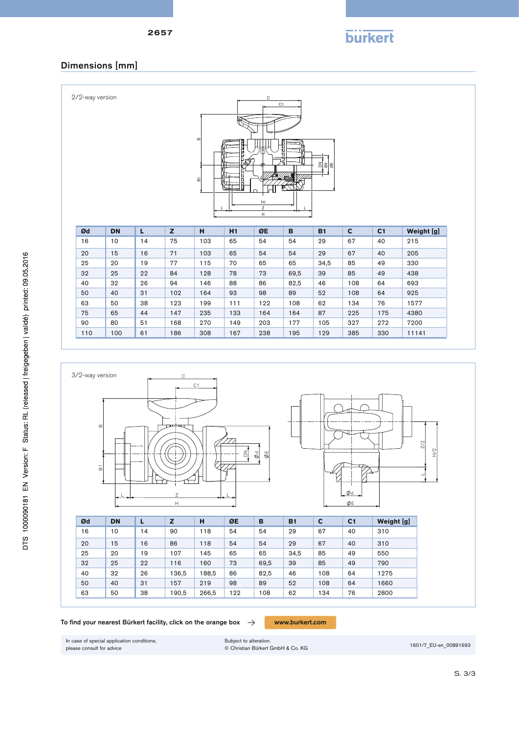## Dimensions [mm]

2/2-way version

| Ød | DN | L | Z | H | H1 | ØE | B | B1 | C | C1 | Weight [g] |
|---|---|---|---|---|---|---|---|---|---|---|---|
| 16 | 10 | 14 | 75 | 103 | 65 | 54 | 54 | 29 | 67 | 40 | 215 |
| 20 | 15 | 16 | 71 | 103 | 65 | 54 | 54 | 29 | 67 | 40 | 205 |
| 25 | 20 | 19 | 77 | 115 | 70 | 65 | 65 | 34,5 | 85 | 49 | 330 |
| 32 | 25 | 22 | 84 | 128 | 78 | 73 | 69,5 | 39 | 85 | 49 | 438 |
| 40 | 32 | 26 | 94 | 146 | 88 | 86 | 82,5 | 46 | 108 | 64 | 693 |
| 50 | 40 | 31 | 102 | 164 | 93 | 98 | 89 | 52 | 108 | 64 | 925 |
| 63 | 50 | 38 | 123 | 199 | 111 | 122 | 108 | 62 | 134 | 76 | 1577 |
| 75 | 65 | 44 | 147 | 235 | 133 | 164 | 164 | 87 | 225 | 175 | 4380 |
| 90 | 80 | 51 | 168 | 270 | 149 | 203 | 177 | 105 | 327 | 272 | 7200 |
| 110 | 100 | 61 | 186 | 308 | 167 | 238 | 195 | 129 | 385 | 330 | 11141 |

3/2-way version

| Ød | DN | L | Z | H | ØE | B | B1 | C | C1 | Weight [g] |
|---|---|---|---|---|---|---|---|---|---|---|
| 16 | 10 | 14 | 90 | 118 | 54 | 54 | 29 | 67 | 40 | 310 |
| 20 | 15 | 16 | 86 | 118 | 54 | 54 | 29 | 67 | 40 | 310 |
| 25 | 20 | 19 | 107 | 145 | 65 | 65 | 34,5 | 85 | 49 | 550 |
| 32 | 25 | 22 | 116 | 160 | 73 | 69,5 | 39 | 85 | 49 | 790 |
| 40 | 32 | 26 | 136,5 | 188,5 | 86 | 82,5 | 46 | 108 | 64 | 1275 |
| 50 | 40 | 31 | 157 | 219 | 98 | 89 | 52 | 108 | 64 | 1660 |
| 63 | 50 | 38 | 190,5 | 266,5 | 122 | 108 | 62 | 134 | 76 | 2800 |

To find your nearest Bürkert facility, click on the orange box → **www.burkert.com**

In case of special application conditions, please consult for advice

Subject to alteration.
© Christian Bürkert GmbH & Co. KG

1601/7_EU-en_00891693